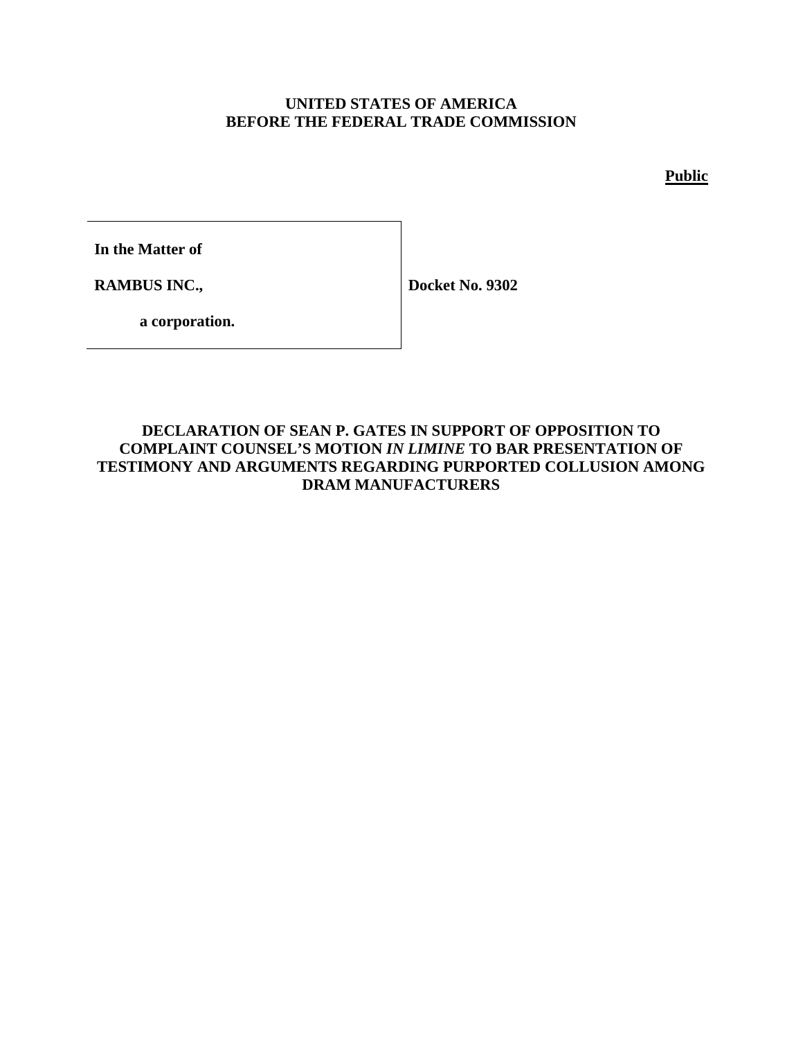**UNITED STATES OF AMERICA**
**BEFORE THE FEDERAL TRADE COMMISSION**

**Public**

| | |
|---|---|
| **In the Matter of** | |
| **RAMBUS INC.,** | **Docket No. 9302** |
| **a corporation.** | |

**DECLARATION OF SEAN P. GATES IN SUPPORT OF OPPOSITION TO COMPLAINT COUNSEL'S MOTION *IN LIMINE* TO BAR PRESENTATION OF TESTIMONY AND ARGUMENTS REGARDING PURPORTED COLLUSION AMONG DRAM MANUFACTURERS**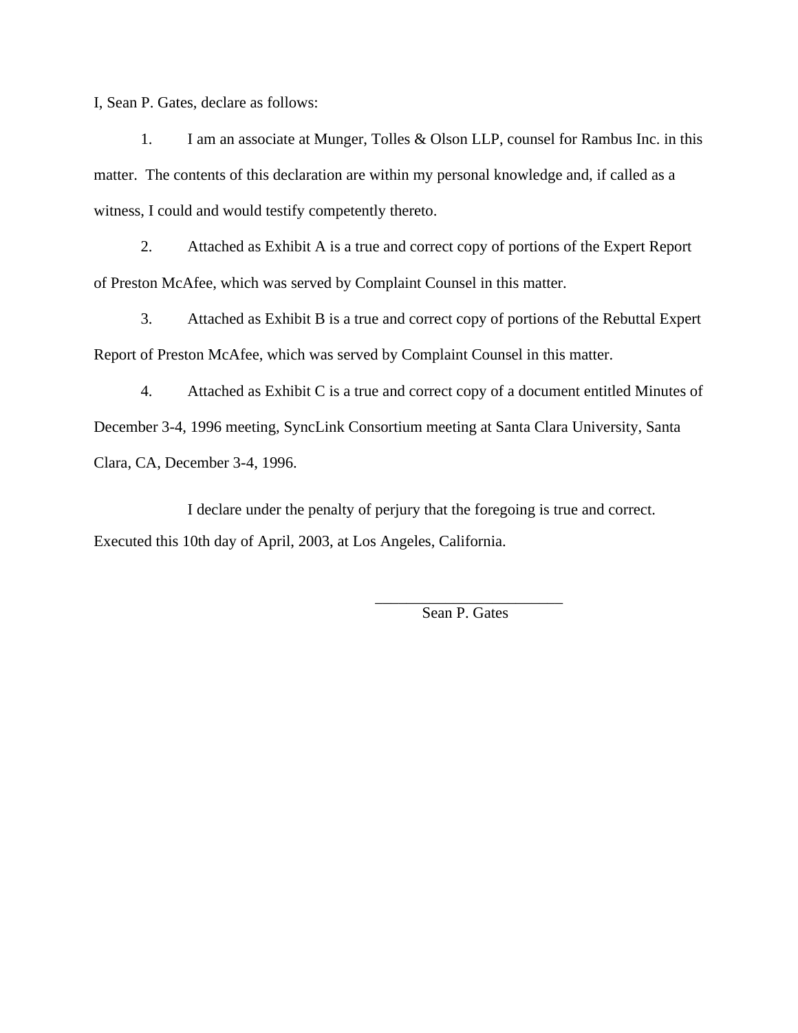I, Sean P. Gates, declare as follows:

1. I am an associate at Munger, Tolles & Olson LLP, counsel for Rambus Inc. in this matter. The contents of this declaration are within my personal knowledge and, if called as a witness, I could and would testify competently thereto.

2. Attached as Exhibit A is a true and correct copy of portions of the Expert Report of Preston McAfee, which was served by Complaint Counsel in this matter.

3. Attached as Exhibit B is a true and correct copy of portions of the Rebuttal Expert Report of Preston McAfee, which was served by Complaint Counsel in this matter.

4. Attached as Exhibit C is a true and correct copy of a document entitled Minutes of December 3-4, 1996 meeting, SyncLink Consortium meeting at Santa Clara University, Santa Clara, CA, December 3-4, 1996.

I declare under the penalty of perjury that the foregoing is true and correct. Executed this 10th day of April, 2003, at Los Angeles, California.

\_\_\_\_\_\_\_\_\_\_\_\_\_\_\_\_\_\_\_\_\_\_\_\_\_\_

Sean P. Gates